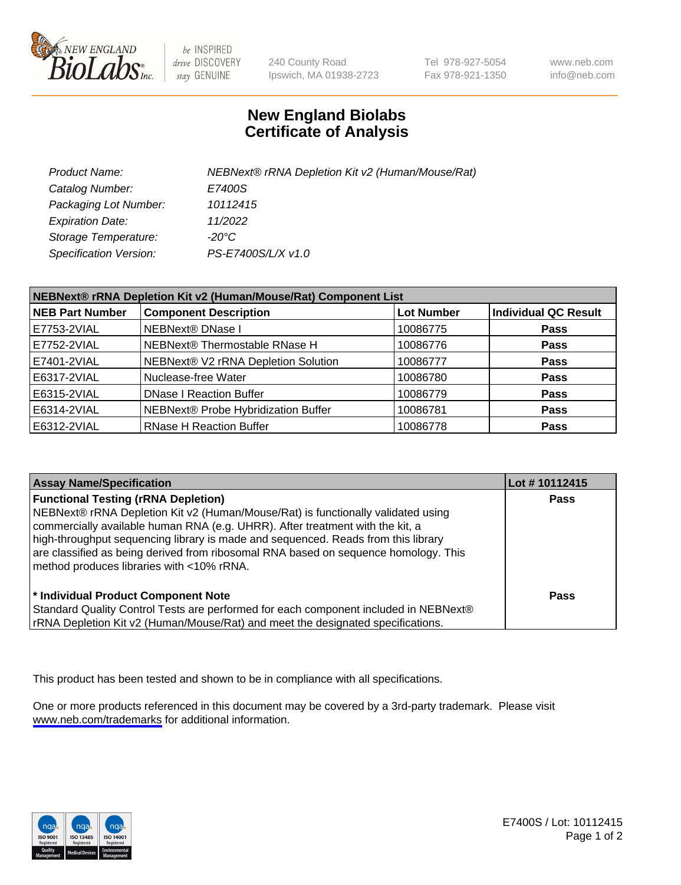# New England Biolabs Certificate of Analysis

| | |
|---|---|
| Product Name: | NEBNext® rRNA Depletion Kit v2 (Human/Mouse/Rat) |
| Catalog Number: | E7400S |
| Packaging Lot Number: | 10112415 |
| Expiration Date: | 11/2022 |
| Storage Temperature: | -20°C |
| Specification Version: | PS-E7400S/L/X v1.0 |

**NEBNext® rRNA Depletion Kit v2 (Human/Mouse/Rat) Component List**

| NEB Part Number | Component Description | Lot Number | Individual QC Result |
|---|---|---|---|
| E7753-2VIAL | NEBNext® DNase I | 10086775 | Pass |
| E7752-2VIAL | NEBNext® Thermostable RNase H | 10086776 | Pass |
| E7401-2VIAL | NEBNext® V2 rRNA Depletion Solution | 10086777 | Pass |
| E6317-2VIAL | Nuclease-free Water | 10086780 | Pass |
| E6315-2VIAL | DNase I Reaction Buffer | 10086779 | Pass |
| E6314-2VIAL | NEBNext® Probe Hybridization Buffer | 10086781 | Pass |
| E6312-2VIAL | RNase H Reaction Buffer | 10086778 | Pass |

| Assay Name/Specification | Lot # 10112415 |
|---|---|
| **Functional Testing (rRNA Depletion)** NEBNext® rRNA Depletion Kit v2 (Human/Mouse/Rat) is functionally validated using commercially available human RNA (e.g. UHRR). After treatment with the kit, a high-throughput sequencing library is made and sequenced. Reads from this library are classified as being derived from ribosomal RNA based on sequence homology. This method produces libraries with <10% rRNA. | Pass |
| **\* Individual Product Component Note** Standard Quality Control Tests are performed for each component included in NEBNext® rRNA Depletion Kit v2 (Human/Mouse/Rat) and meet the designated specifications. | Pass |

This product has been tested and shown to be in compliance with all specifications.

One or more products referenced in this document may be covered by a 3rd-party trademark. Please visit www.neb.com/trademarks for additional information.

E7400S / Lot: 10112415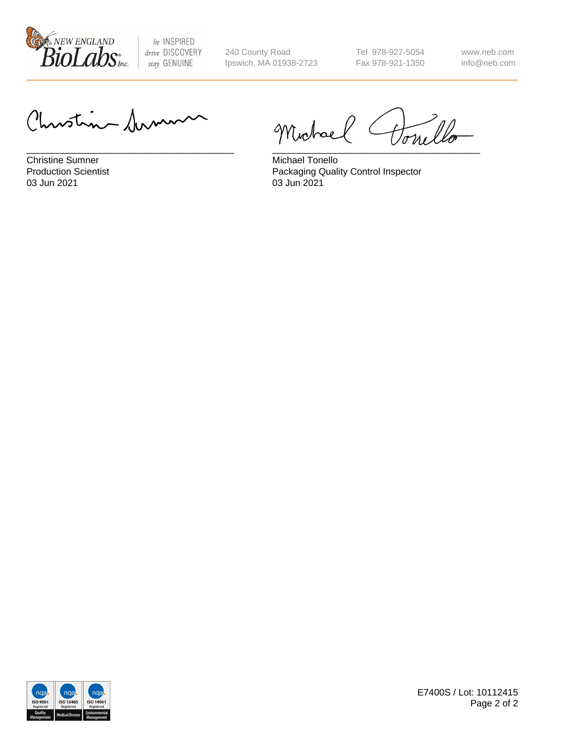New England BioLabs Inc.

be INSPIRED
drive DISCOVERY
stay GENUINE

240 County Road
Ipswich, MA 01938-2723

Tel 978-927-5054
Fax 978-921-1350

www.neb.com
info@neb.com

Christine Sumner
Production Scientist
03 Jun 2021

Michael Tonello
Packaging Quality Control Inspector
03 Jun 2021

E7400S / Lot: 10112415